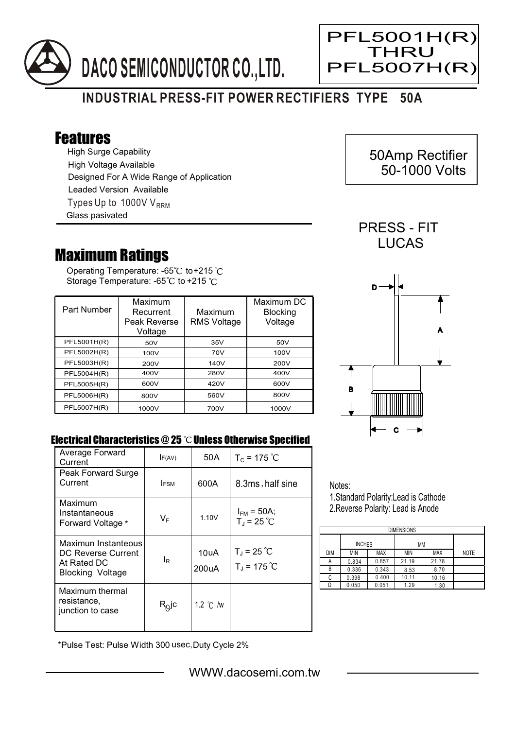# DACO SEMICONDUCTOR CO.,LTD.

PFL5001H(R)
THRU
PFL5007H(R)

## INDUSTRIAL PRESS-FIT POWER RECTIFIERS TYPE 50A

## Features

- High Surge Capability
- High Voltage Available
- Designed For A Wide Range of Application
- Leaded Version Available
- Types Up to 1000V $V_{RRM}$
- Glass pasivated

50Amp Rectifier
50-1000 Volts

PRESS - FIT
LUCAS

## Maximum Ratings

Operating Temperature: -65℃ to+215℃
Storage Temperature: -65℃ to +215℃

| Part Number | Maximum Recurrent Peak Reverse Voltage | Maximum RMS Voltage | Maximum DC Blocking Voltage |
|---|---|---|---|
| PFL5001H(R) | 50V | 35V | 50V |
| PFL5002H(R) | 100V | 70V | 100V |
| PFL5003H(R) | 200V | 140V | 200V |
| PFL5004H(R) | 400V | 280V | 400V |
| PFL5005H(R) | 600V | 420V | 600V |
| PFL5006H(R) | 800V | 560V | 800V |
| PFL5007H(R) | 1000V | 700V | 1000V |

### Electrical Characteristics @ 25℃ Unless Otherwise Specified

| | | | |
|---|---|---|---|
| Average Forward Current | $I_{F(AV)}$ | 50A | $T_C$ = 175℃ |
| Peak Forward Surge Current | $I_{FSM}$ | 600A | 8.3ms, half sine |
| Maximum Instantaneous Forward Voltage * | $V_F$ | 1.10V | $I_{FM}$ = 50A; $T_J$ = 25℃ |
| Maximun Instanteous DC Reverse Current At Rated DC Blocking Voltage | $I_R$ | 10uA<br>200uA | $T_J$ = 25℃<br>$T_J$ = 175℃ |
| Maximum thermal resistance, junction to case | $R_{\theta}jc$ | 1.2 ℃/w | |

*Pulse Test: Pulse Width 300 usec,Duty Cycle 2%

Notes:
1.Standard Polarity:Lead is Cathode
2.Reverse Polarity: Lead is Anode

| DIMENSIONS | | | | | |
|---|---|---|---|---|---|
| | INCHES | | MM | | |
| DIM | MIN | MAX | MIN | MAX | NOTE |
| A | 0.834 | 0.857 | 21.19 | 21.78 | |
| B | 0.336 | 0.343 | 8.53 | 8.70 | |
| C | 0.398 | 0.400 | 10.11 | 10.16 | |
| D | 0.050 | 0.051 | 1.29 | 1.30 | |

WWW.dacosemi.com.tw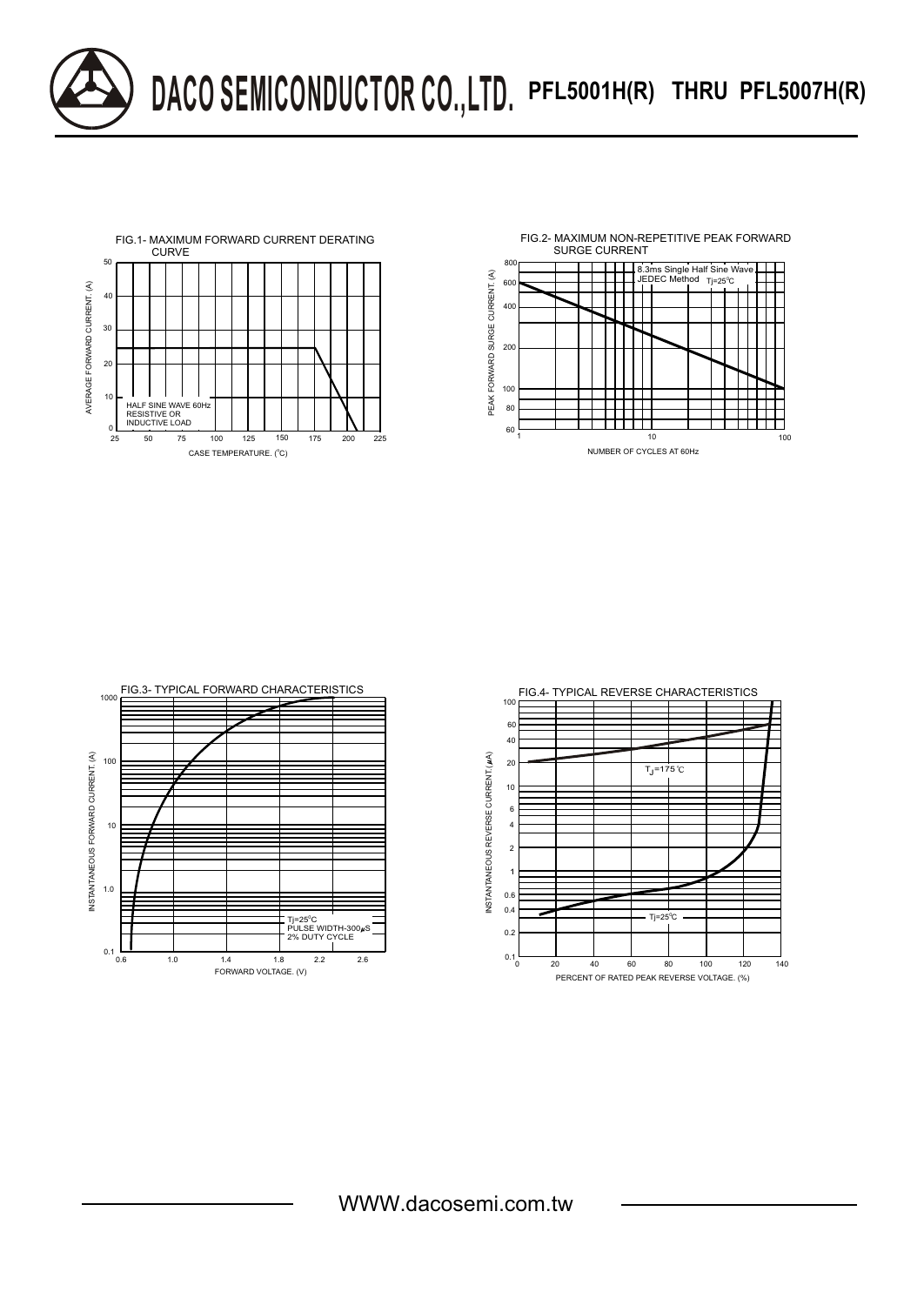# DACO SEMICONDUCTOR CO.,LTD. PFL5001H(R) THRU PFL5007H(R)

FIG.1- MAXIMUM FORWARD CURRENT DERATING CURVE

AVERAGE FORWARD CURRENT. (A)

50
40
30
20
10
0

25 50 75 100 125 150 175 200 225

HALF SINE WAVE 60Hz
RESISTIVE OR
INDUCTIVE LOAD

CASE TEMPERATURE. (°C)

FIG.2- MAXIMUM NON-REPETITIVE PEAK FORWARD SURGE CURRENT

PEAK FORWARD SURGE CURRENT. (A)

800
600
400
200
100
80
60

1 10 100

8.3ms Single Half Sine Wave
JEDEC Method Tj=25°C

NUMBER OF CYCLES AT 60Hz

FIG.3- TYPICAL FORWARD CHARACTERISTICS

INSTANTANEOUS FORWARD CURRENT. (A)

1000
100
10
1.0
0.1

0.6 1.0 1.4 1.8 2.2 2.6

Tj=25°C
PULSE WIDTH-300μS
2% DUTY CYCLE

FORWARD VOLTAGE. (V)

FIG.4- TYPICAL REVERSE CHARACTERISTICS

INSTANTANEOUS REVERSE CURRENT.(μA)

100
60
40
20
10
6
4
2
1
0.6
0.4
0.2
0.1

0 20 40 60 80 100 120 140

$T_J$=175°C

Tj=25°C

PERCENT OF RATED PEAK REVERSE VOLTAGE. (%)

WWW.dacosemi.com.tw